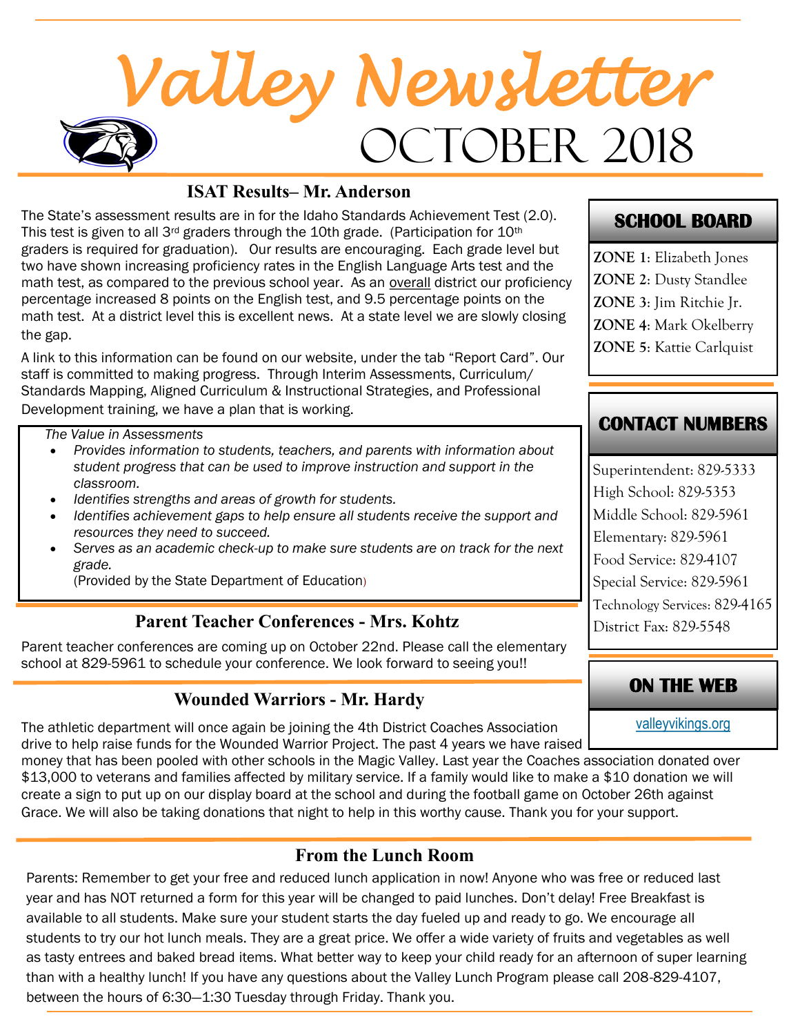# Valley Newsletter

## October 2018

### ISAT Results– Mr. Anderson

The State's assessment results are in for the Idaho Standards Achievement Test (2.0). This test is given to all 3rd graders through the 10th grade. (Participation for 10th graders is required for graduation). Our results are encouraging. Each grade level but two have shown increasing proficiency rates in the English Language Arts test and the math test, as compared to the previous school year. As an overall district our proficiency percentage increased 8 points on the English test, and 9.5 percentage points on the math test. At a district level this is excellent news. At a state level we are slowly closing the gap.

A link to this information can be found on our website, under the tab "Report Card". Our staff is committed to making progress. Through Interim Assessments, Curriculum/ Standards Mapping, Aligned Curriculum & Instructional Strategies, and Professional Development training, we have a plan that is working.

*The Value in Assessments*

- *Provides information to students, teachers, and parents with information about student progress that can be used to improve instruction and support in the classroom.*
- *Identifies strengths and areas of growth for students.*
- *Identifies achievement gaps to help ensure all students receive the support and resources they need to succeed.*
- *Serves as an academic check-up to make sure students are on track for the next grade.*
  (Provided by the State Department of Education)

### Parent Teacher Conferences - Mrs. Kohtz

Parent teacher conferences are coming up on October 22nd. Please call the elementary school at 829-5961 to schedule your conference. We look forward to seeing you!!

### Wounded Warriors - Mr. Hardy

The athletic department will once again be joining the 4th District Coaches Association drive to help raise funds for the Wounded Warrior Project. The past 4 years we have raised money that has been pooled with other schools in the Magic Valley. Last year the Coaches association donated over $13,000 to veterans and families affected by military service. If a family would like to make a $10 donation we will create a sign to put up on our display board at the school and during the football game on October 26th against Grace. We will also be taking donations that night to help in this worthy cause. Thank you for your support.

### From the Lunch Room

Parents: Remember to get your free and reduced lunch application in now! Anyone who was free or reduced last year and has NOT returned a form for this year will be changed to paid lunches. Don't delay! Free Breakfast is available to all students. Make sure your student starts the day fueled up and ready to go. We encourage all students to try our hot lunch meals. They are a great price. We offer a wide variety of fruits and vegetables as well as tasty entrees and baked bread items. What better way to keep your child ready for an afternoon of super learning than with a healthy lunch! If you have any questions about the Valley Lunch Program please call 208-829-4107, between the hours of 6:30—1:30 Tuesday through Friday. Thank you.

### School Board

**ZONE 1**: Elizabeth Jones
**ZONE 2**: Dusty Standlee
**ZONE 3**: Jim Ritchie Jr.
**ZONE 4**: Mark Okelberry
**ZONE 5**: Kattie Carlquist

### Contact Numbers

Superintendent: 829-5333
High School: 829-5353
Middle School: 829-5961
Elementary: 829-5961
Food Service: 829-4107
Special Service: 829-5961
Technology Services: 829-4165
District Fax: 829-5548

### On the Web

valleyvikings.org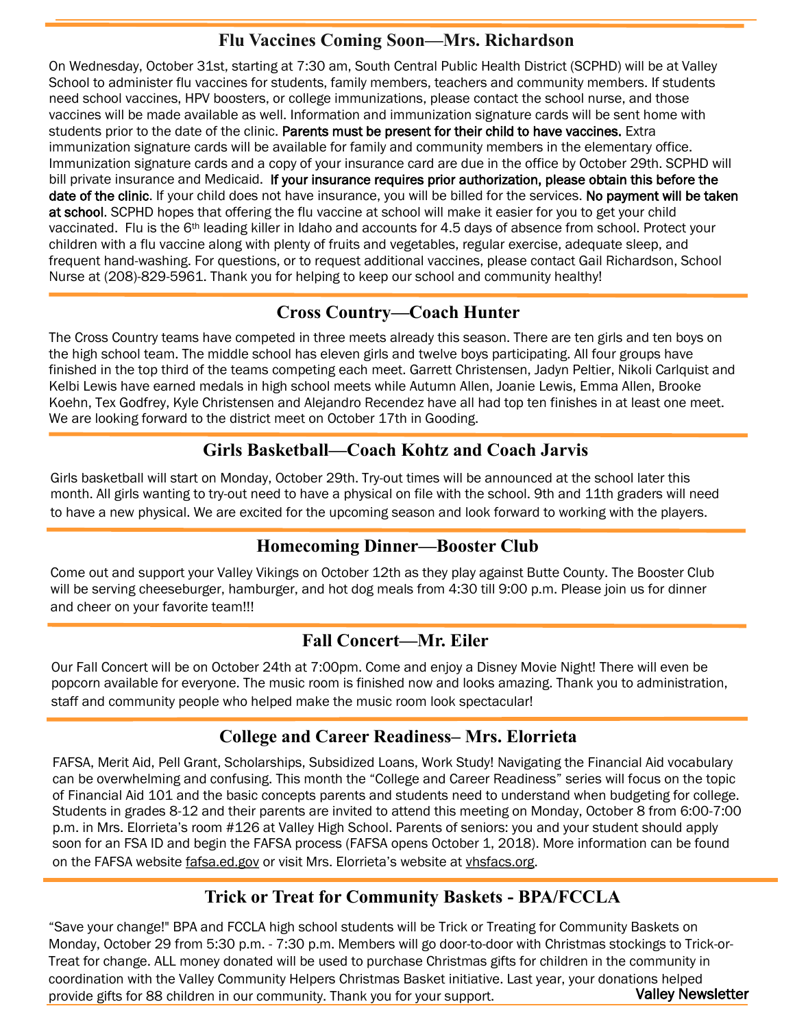## Flu Vaccines Coming Soon—Mrs. Richardson

On Wednesday, October 31st, starting at 7:30 am, South Central Public Health District (SCPHD) will be at Valley School to administer flu vaccines for students, family members, teachers and community members. If students need school vaccines, HPV boosters, or college immunizations, please contact the school nurse, and those vaccines will be made available as well. Information and immunization signature cards will be sent home with students prior to the date of the clinic. **Parents must be present for their child to have vaccines.** Extra immunization signature cards will be available for family and community members in the elementary office. Immunization signature cards and a copy of your insurance card are due in the office by October 29th. SCPHD will bill private insurance and Medicaid. **If your insurance requires prior authorization, please obtain this before the date of the clinic**. If your child does not have insurance, you will be billed for the services. **No payment will be taken at school**. SCPHD hopes that offering the flu vaccine at school will make it easier for you to get your child vaccinated. Flu is the 6th leading killer in Idaho and accounts for 4.5 days of absence from school. Protect your children with a flu vaccine along with plenty of fruits and vegetables, regular exercise, adequate sleep, and frequent hand-washing. For questions, or to request additional vaccines, please contact Gail Richardson, School Nurse at (208)-829-5961. Thank you for helping to keep our school and community healthy!

## Cross Country—Coach Hunter

The Cross Country teams have competed in three meets already this season. There are ten girls and ten boys on the high school team. The middle school has eleven girls and twelve boys participating. All four groups have finished in the top third of the teams competing each meet. Garrett Christensen, Jadyn Peltier, Nikoli Carlquist and Kelbi Lewis have earned medals in high school meets while Autumn Allen, Joanie Lewis, Emma Allen, Brooke Koehn, Tex Godfrey, Kyle Christensen and Alejandro Recendez have all had top ten finishes in at least one meet. We are looking forward to the district meet on October 17th in Gooding.

## Girls Basketball—Coach Kohtz and Coach Jarvis

Girls basketball will start on Monday, October 29th. Try-out times will be announced at the school later this month. All girls wanting to try-out need to have a physical on file with the school. 9th and 11th graders will need to have a new physical. We are excited for the upcoming season and look forward to working with the players.

## Homecoming Dinner—Booster Club

Come out and support your Valley Vikings on October 12th as they play against Butte County. The Booster Club will be serving cheeseburger, hamburger, and hot dog meals from 4:30 till 9:00 p.m. Please join us for dinner and cheer on your favorite team!!!

## Fall Concert—Mr. Eiler

Our Fall Concert will be on October 24th at 7:00pm. Come and enjoy a Disney Movie Night! There will even be popcorn available for everyone. The music room is finished now and looks amazing. Thank you to administration, staff and community people who helped make the music room look spectacular!

## College and Career Readiness– Mrs. Elorrieta

FAFSA, Merit Aid, Pell Grant, Scholarships, Subsidized Loans, Work Study! Navigating the Financial Aid vocabulary can be overwhelming and confusing. This month the "College and Career Readiness" series will focus on the topic of Financial Aid 101 and the basic concepts parents and students need to understand when budgeting for college. Students in grades 8-12 and their parents are invited to attend this meeting on Monday, October 8 from 6:00-7:00 p.m. in Mrs. Elorrieta's room #126 at Valley High School. Parents of seniors: you and your student should apply soon for an FSA ID and begin the FAFSA process (FAFSA opens October 1, 2018). More information can be found on the FAFSA website fafsa.ed.gov or visit Mrs. Elorrieta's website at vhsfacs.org.

## Trick or Treat for Community Baskets - BPA/FCCLA

"Save your change!" BPA and FCCLA high school students will be Trick or Treating for Community Baskets on Monday, October 29 from 5:30 p.m. - 7:30 p.m. Members will go door-to-door with Christmas stockings to Trick-or-Treat for change. ALL money donated will be used to purchase Christmas gifts for children in the community in coordination with the Valley Community Helpers Christmas Basket initiative. Last year, your donations helped provide gifts for 88 children in our community. Thank you for your support.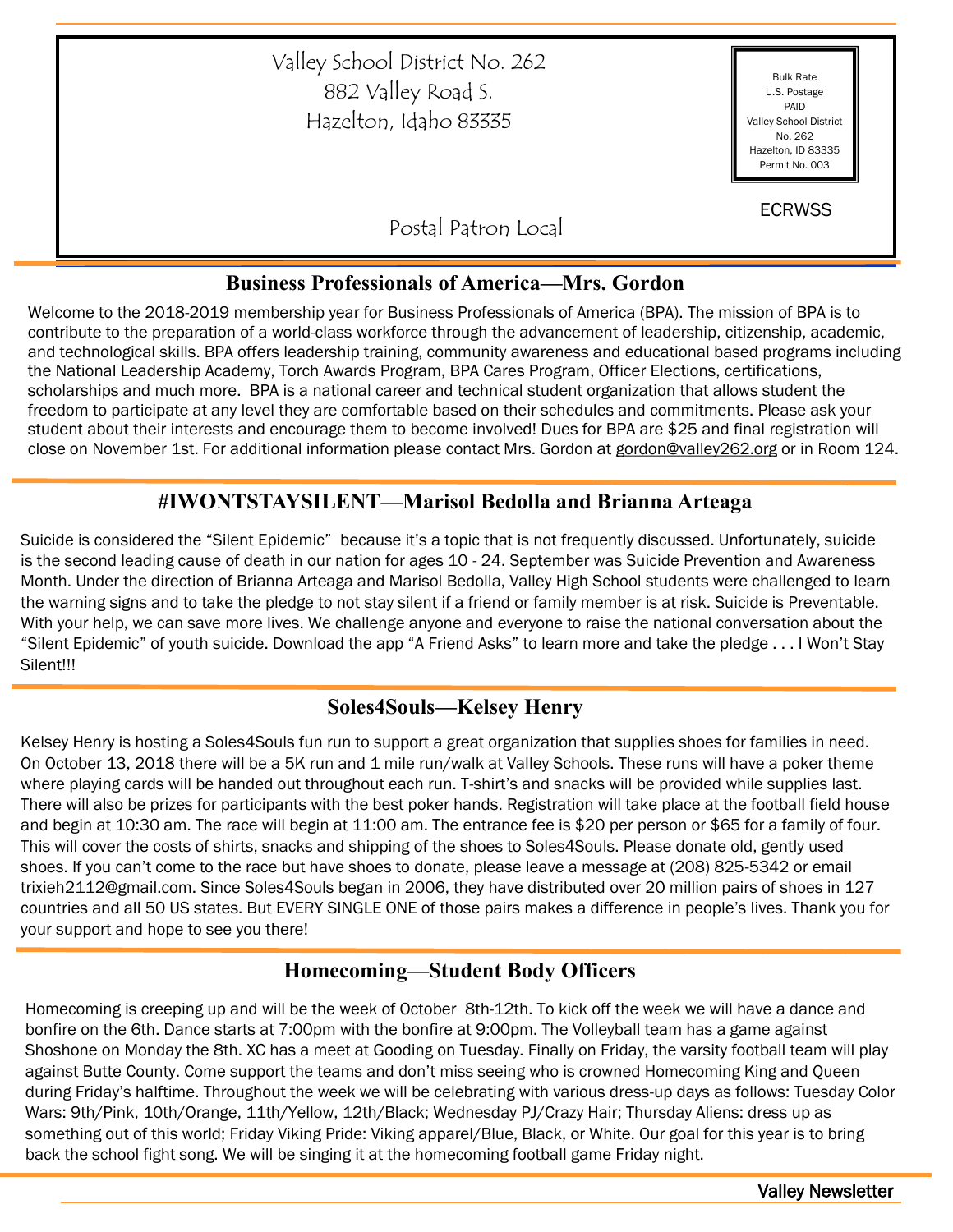Valley School District No. 262
882 Valley Road S.
Hazelton, Idaho 83335

Bulk Rate
U.S. Postage
PAID
Valley School District
No. 262
Hazelton, ID 83335
Permit No. 003

ECRWSS

Postal Patron Local

## Business Professionals of America—Mrs. Gordon

Welcome to the 2018-2019 membership year for Business Professionals of America (BPA). The mission of BPA is to contribute to the preparation of a world-class workforce through the advancement of leadership, citizenship, academic, and technological skills. BPA offers leadership training, community awareness and educational based programs including the National Leadership Academy, Torch Awards Program, BPA Cares Program, Officer Elections, certifications, scholarships and much more. BPA is a national career and technical student organization that allows student the freedom to participate at any level they are comfortable based on their schedules and commitments. Please ask your student about their interests and encourage them to become involved! Dues for BPA are $25 and final registration will close on November 1st. For additional information please contact Mrs. Gordon at gordon@valley262.org or in Room 124.

## #IWONTSTAYSILENT—Marisol Bedolla and Brianna Arteaga

Suicide is considered the "Silent Epidemic" because it's a topic that is not frequently discussed. Unfortunately, suicide is the second leading cause of death in our nation for ages 10 - 24. September was Suicide Prevention and Awareness Month. Under the direction of Brianna Arteaga and Marisol Bedolla, Valley High School students were challenged to learn the warning signs and to take the pledge to not stay silent if a friend or family member is at risk. Suicide is Preventable. With your help, we can save more lives. We challenge anyone and everyone to raise the national conversation about the "Silent Epidemic" of youth suicide. Download the app "A Friend Asks" to learn more and take the pledge . . . I Won't Stay Silent!!!

## Soles4Souls—Kelsey Henry

Kelsey Henry is hosting a Soles4Souls fun run to support a great organization that supplies shoes for families in need. On October 13, 2018 there will be a 5K run and 1 mile run/walk at Valley Schools. These runs will have a poker theme where playing cards will be handed out throughout each run. T-shirt's and snacks will be provided while supplies last. There will also be prizes for participants with the best poker hands. Registration will take place at the football field house and begin at 10:30 am. The race will begin at 11:00 am. The entrance fee is $20 per person or $65 for a family of four. This will cover the costs of shirts, snacks and shipping of the shoes to Soles4Souls. Please donate old, gently used shoes. If you can't come to the race but have shoes to donate, please leave a message at (208) 825-5342 or email trixieh2112@gmail.com. Since Soles4Souls began in 2006, they have distributed over 20 million pairs of shoes in 127 countries and all 50 US states. But EVERY SINGLE ONE of those pairs makes a difference in people's lives. Thank you for your support and hope to see you there!

## Homecoming—Student Body Officers

Homecoming is creeping up and will be the week of October 8th-12th. To kick off the week we will have a dance and bonfire on the 6th. Dance starts at 7:00pm with the bonfire at 9:00pm. The Volleyball team has a game against Shoshone on Monday the 8th. XC has a meet at Gooding on Tuesday. Finally on Friday, the varsity football team will play against Butte County. Come support the teams and don't miss seeing who is crowned Homecoming King and Queen during Friday's halftime. Throughout the week we will be celebrating with various dress-up days as follows: Tuesday Color Wars: 9th/Pink, 10th/Orange, 11th/Yellow, 12th/Black; Wednesday PJ/Crazy Hair; Thursday Aliens: dress up as something out of this world; Friday Viking Pride: Viking apparel/Blue, Black, or White. Our goal for this year is to bring back the school fight song. We will be singing it at the homecoming football game Friday night.